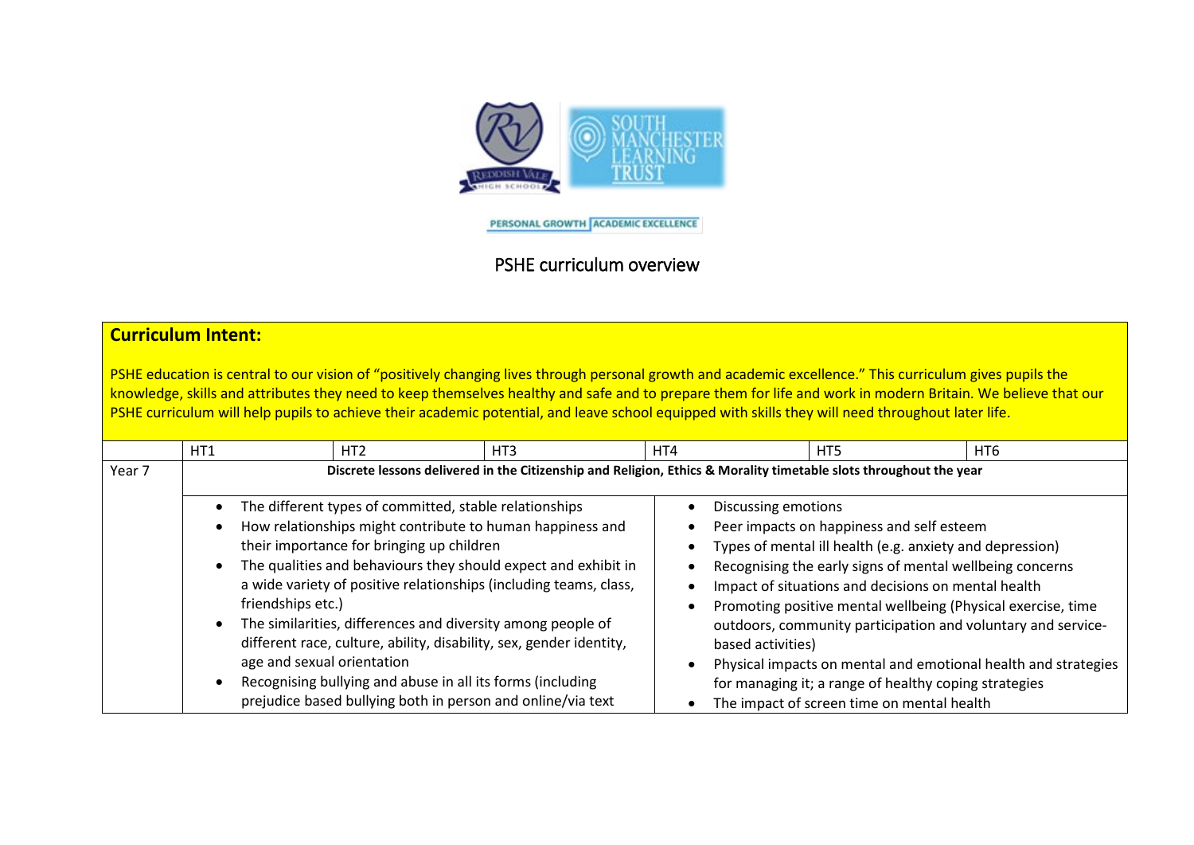PERSONAL GROWTH | ACADEMIC EXCELLENCE

# PSHE curriculum overview

## Curriculum Intent:

PSHE education is central to our vision of "positively changing lives through personal growth and academic excellence." This curriculum gives pupils the knowledge, skills and attributes they need to keep themselves healthy and safe and to prepare them for life and work in modern Britain. We believe that our PSHE curriculum will help pupils to achieve their academic potential, and leave school equipped with skills they will need throughout later life.

| | HT1 | HT2 | HT3 | HT4 | HT5 | HT6 |
|---|---|---|---|---|---|---|
| Year 7 | **Discrete lessons delivered in the Citizenship and Religion, Ethics & Morality timetable slots throughout the year** | | | | | |
| | • The different types of committed, stable relationships<br>• How relationships might contribute to human happiness and their importance for bringing up children<br>• The qualities and behaviours they should expect and exhibit in a wide variety of positive relationships (including teams, class, friendships etc.)<br>• The similarities, differences and diversity among people of different race, culture, ability, disability, sex, gender identity, age and sexual orientation<br>• Recognising bullying and abuse in all its forms (including prejudice based bullying both in person and online/via text | | | • Discussing emotions<br>• Peer impacts on happiness and self esteem<br>• Types of mental ill health (e.g. anxiety and depression)<br>• Recognising the early signs of mental wellbeing concerns<br>• Impact of situations and decisions on mental health<br>• Promoting positive mental wellbeing (Physical exercise, time outdoors, community participation and voluntary and service-based activities)<br>• Physical impacts on mental and emotional health and strategies for managing it; a range of healthy coping strategies<br>• The impact of screen time on mental health | | |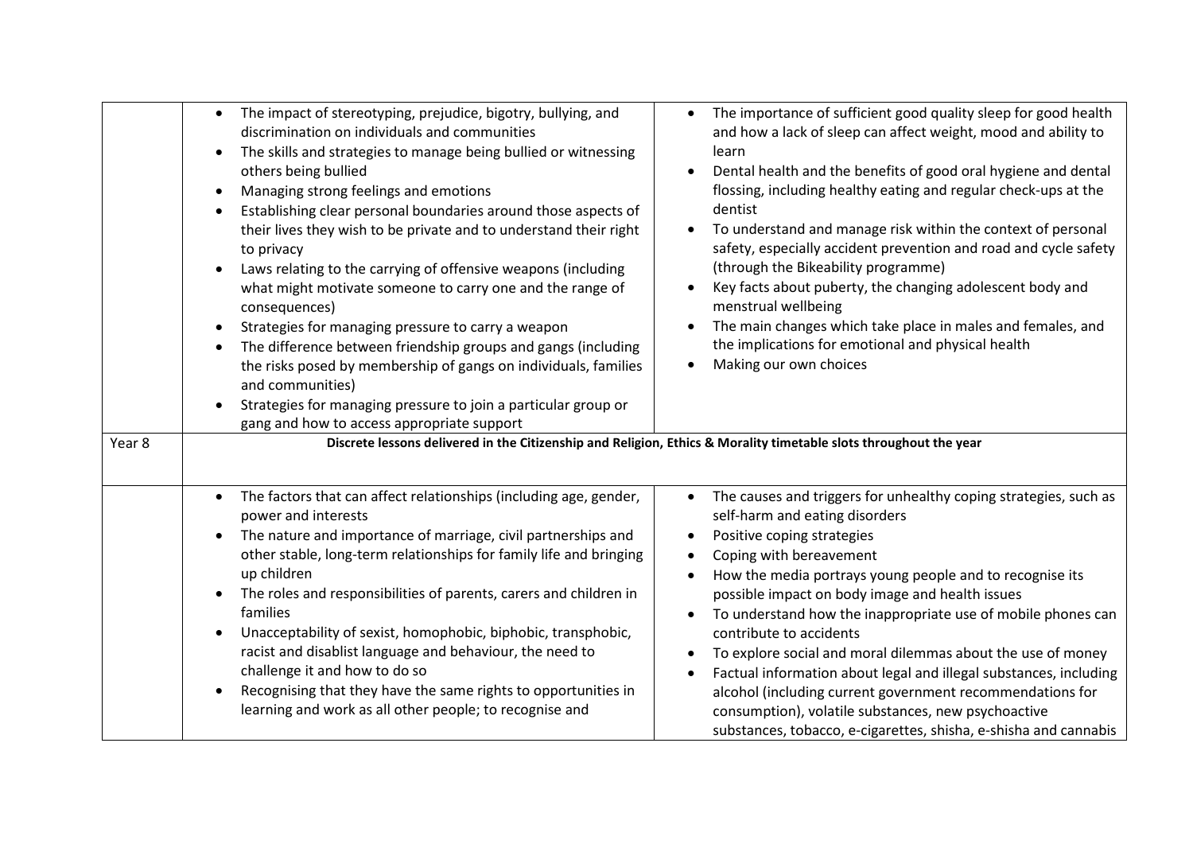| | | |
|---|---|---|
| | • The impact of stereotyping, prejudice, bigotry, bullying, and discrimination on individuals and communities<br>• The skills and strategies to manage being bullied or witnessing others being bullied<br>• Managing strong feelings and emotions<br>• Establishing clear personal boundaries around those aspects of their lives they wish to be private and to understand their right to privacy<br>• Laws relating to the carrying of offensive weapons (including what might motivate someone to carry one and the range of consequences)<br>• Strategies for managing pressure to carry a weapon<br>• The difference between friendship groups and gangs (including the risks posed by membership of gangs on individuals, families and communities)<br>• Strategies for managing pressure to join a particular group or gang and how to access appropriate support | • The importance of sufficient good quality sleep for good health and how a lack of sleep can affect weight, mood and ability to learn<br>• Dental health and the benefits of good oral hygiene and dental flossing, including healthy eating and regular check-ups at the dentist<br>• To understand and manage risk within the context of personal safety, especially accident prevention and road and cycle safety (through the Bikeability programme)<br>• Key facts about puberty, the changing adolescent body and menstrual wellbeing<br>• The main changes which take place in males and females, and the implications for emotional and physical health<br>• Making our own choices |
| Year 8 | **Discrete lessons delivered in the Citizenship and Religion, Ethics & Morality timetable slots throughout the year** | |
| | • The factors that can affect relationships (including age, gender, power and interests<br>• The nature and importance of marriage, civil partnerships and other stable, long-term relationships for family life and bringing up children<br>• The roles and responsibilities of parents, carers and children in families<br>• Unacceptability of sexist, homophobic, biphobic, transphobic, racist and disablist language and behaviour, the need to challenge it and how to do so<br>• Recognising that they have the same rights to opportunities in learning and work as all other people; to recognise and | • The causes and triggers for unhealthy coping strategies, such as self-harm and eating disorders<br>• Positive coping strategies<br>• Coping with bereavement<br>• How the media portrays young people and to recognise its possible impact on body image and health issues<br>• To understand how the inappropriate use of mobile phones can contribute to accidents<br>• To explore social and moral dilemmas about the use of money<br>• Factual information about legal and illegal substances, including alcohol (including current government recommendations for consumption), volatile substances, new psychoactive substances, tobacco, e-cigarettes, shisha, e-shisha and cannabis |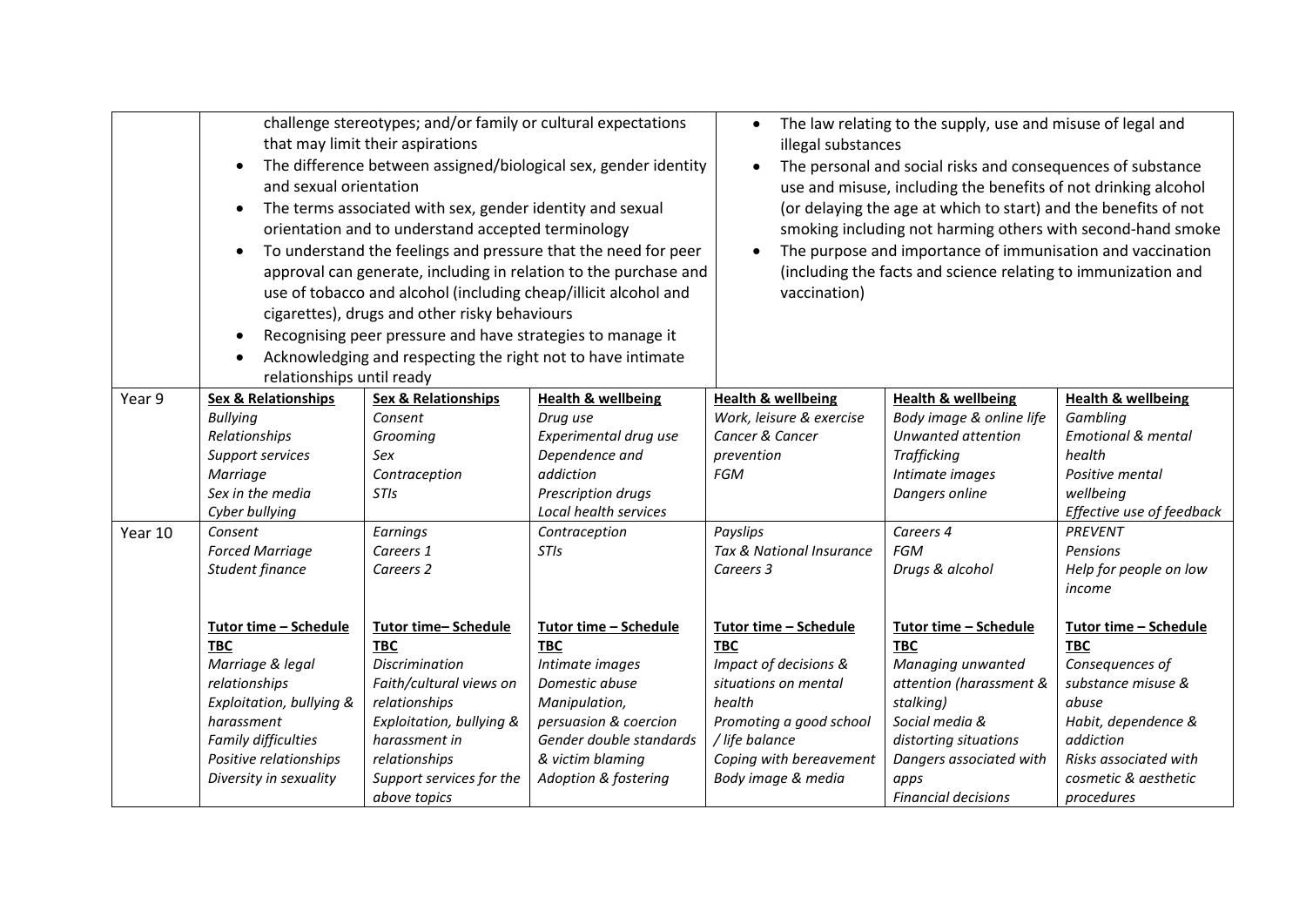| | | | | | | |
|---|---|---|---|---|---|---|
| | challenge stereotypes; and/or family or cultural expectations that may limit their aspirations<br>• The difference between assigned/biological sex, gender identity and sexual orientation<br>• The terms associated with sex, gender identity and sexual orientation and to understand accepted terminology<br>• To understand the feelings and pressure that the need for peer approval can generate, including in relation to the purchase and use of tobacco and alcohol (including cheap/illicit alcohol and cigarettes), drugs and other risky behaviours<br>• Recognising peer pressure and have strategies to manage it<br>• Acknowledging and respecting the right not to have intimate relationships until ready | | | • The law relating to the supply, use and misuse of legal and illegal substances<br>• The personal and social risks and consequences of substance use and misuse, including the benefits of not drinking alcohol (or delaying the age at which to start) and the benefits of not smoking including not harming others with second-hand smoke<br>• The purpose and importance of immunisation and vaccination (including the facts and science relating to immunization and vaccination) | | |
| Year 9 | **Sex & Relationships**<br>*Bullying*<br>*Relationships*<br>*Support services*<br>*Marriage*<br>*Sex in the media*<br>*Cyber bullying* | **Sex & Relationships**<br>*Consent*<br>*Grooming*<br>*Sex*<br>*Contraception*<br>*STIs* | **Health & wellbeing**<br>*Drug use*<br>*Experimental drug use*<br>*Dependence and addiction*<br>*Prescription drugs*<br>*Local health services* | **Health & wellbeing**<br>*Work, leisure & exercise*<br>*Cancer & Cancer prevention*<br>*FGM* | **Health & wellbeing**<br>*Body image & online life*<br>*Unwanted attention*<br>*Trafficking*<br>*Intimate images*<br>*Dangers online* | **Health & wellbeing**<br>*Gambling*<br>*Emotional & mental health*<br>*Positive mental wellbeing*<br>*Effective use of feedback* |
| Year 10 | *Consent*<br>*Forced Marriage*<br>*Student finance*<br><br>**Tutor time – Schedule TBC**<br>*Marriage & legal relationships*<br>*Exploitation, bullying & harassment*<br>*Family difficulties*<br>*Positive relationships*<br>*Diversity in sexuality* | *Earnings*<br>*Careers 1*<br>*Careers 2*<br><br>**Tutor time– Schedule TBC**<br>*Discrimination*<br>*Faith/cultural views on relationships*<br>*Exploitation, bullying & harassment in relationships*<br>*Support services for the above topics* | *Contraception*<br>*STIs*<br><br>**Tutor time – Schedule TBC**<br>*Intimate images*<br>*Domestic abuse*<br>*Manipulation, persuasion & coercion*<br>*Gender double standards & victim blaming*<br>*Adoption & fostering* | *Payslips*<br>*Tax & National Insurance*<br>*Careers 3*<br><br>**Tutor time – Schedule TBC**<br>*Impact of decisions & situations on mental health*<br>*Promoting a good school / life balance*<br>*Coping with bereavement*<br>*Body image & media* | *Careers 4*<br>*FGM*<br>*Drugs & alcohol*<br><br>**Tutor time – Schedule TBC**<br>*Managing unwanted attention (harassment & stalking)*<br>*Social media & distorting situations*<br>*Dangers associated with apps*<br>*Financial decisions* | *PREVENT*<br>*Pensions*<br>*Help for people on low income*<br><br>**Tutor time – Schedule TBC**<br>*Consequences of substance misuse & abuse*<br>*Habit, dependence & addiction*<br>*Risks associated with cosmetic & aesthetic procedures* |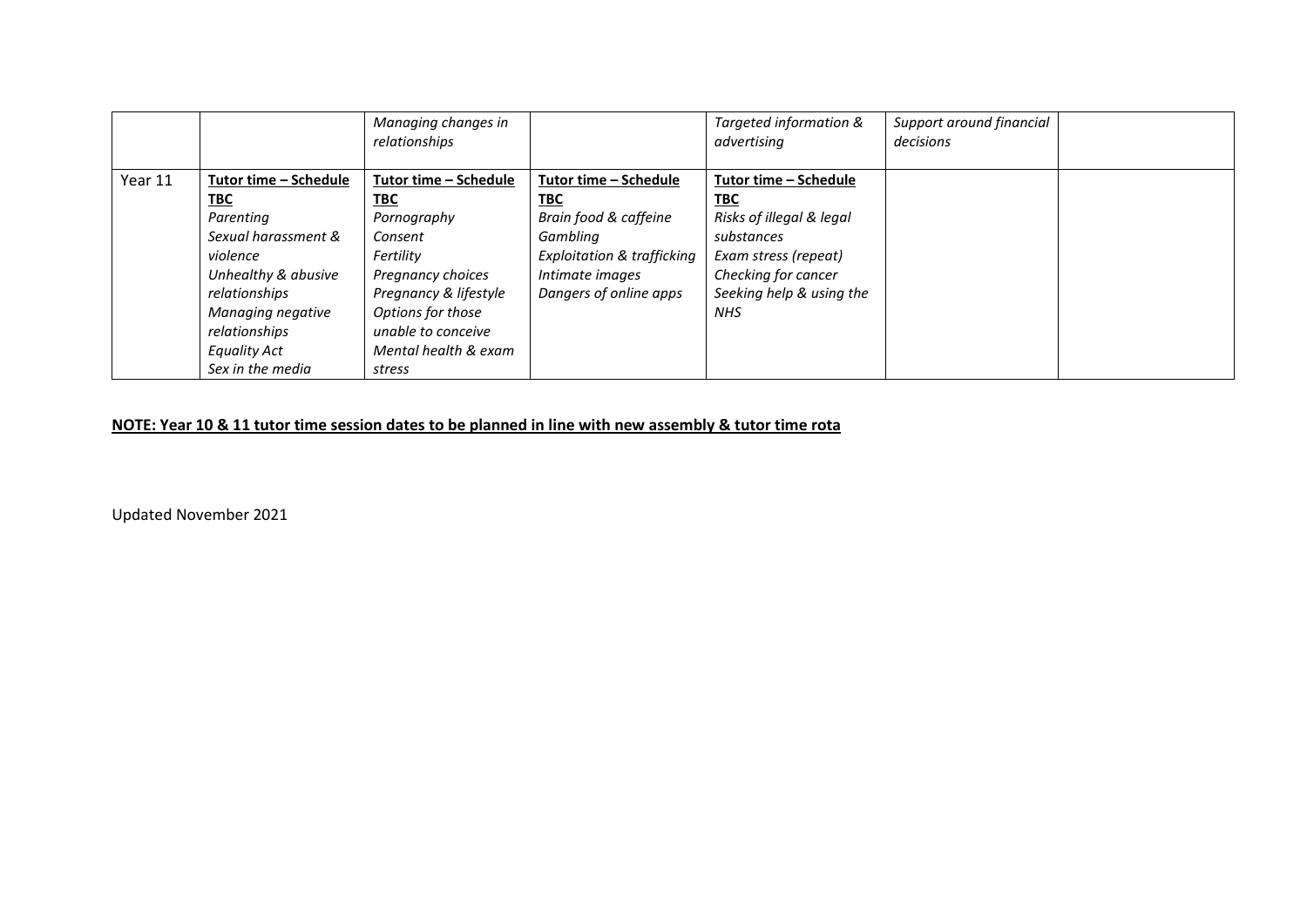| | | | | | | |
|---|---|---|---|---|---|---|
| | | *Managing changes in relationships* | | *Targeted information & advertising* | *Support around financial decisions* | |
| Year 11 | **<u>Tutor time – Schedule TBC</u>**<br>*Parenting*<br>*Sexual harassment & violence*<br>*Unhealthy & abusive relationships*<br>*Managing negative relationships*<br>*Equality Act*<br>*Sex in the media* | **<u>Tutor time – Schedule TBC</u>**<br>*Pornography*<br>*Consent*<br>*Fertility*<br>*Pregnancy choices*<br>*Pregnancy & lifestyle*<br>*Options for those unable to conceive*<br>*Mental health & exam stress* | **<u>Tutor time – Schedule TBC</u>**<br>*Brain food & caffeine*<br>*Gambling*<br>*Exploitation & trafficking*<br>*Intimate images*<br>*Dangers of online apps* | **<u>Tutor time – Schedule TBC</u>**<br>*Risks of illegal & legal substances*<br>*Exam stress (repeat)*<br>*Checking for cancer*<br>*Seeking help & using the NHS* | | |

**<u>NOTE: Year 10 & 11 tutor time session dates to be planned in line with new assembly & tutor time rota</u>**

Updated November 2021